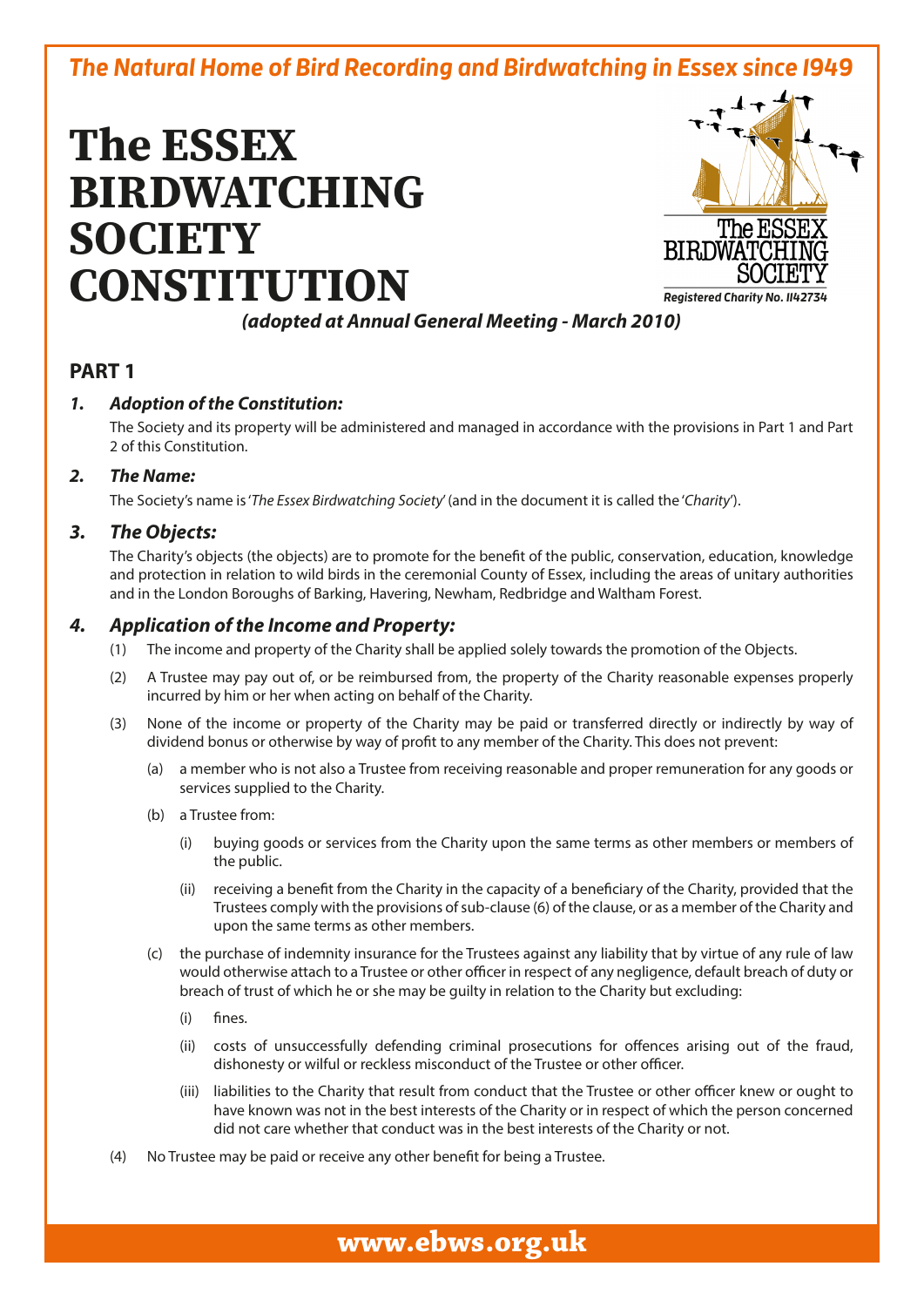*The Natural Home of Bird Recording and Birdwatching in Essex since 1949*

# The ESSEX BIRDWATCHING SOCIETY CONSTITUTION

*Registered Charity No. 1142734*

***(adopted at Annual General Meeting - March 2010)***

## PART 1

### *1. Adoption of the Constitution:*

The Society and its property will be administered and managed in accordance with the provisions in Part 1 and Part 2 of this Constitution.

### *2. The Name:*

The Society's name is '*The Essex Birdwatching Society*' (and in the document it is called the '*Charity*').

### *3. The Objects:*

The Charity's objects (the objects) are to promote for the benefit of the public, conservation, education, knowledge and protection in relation to wild birds in the ceremonial County of Essex, including the areas of unitary authorities and in the London Boroughs of Barking, Havering, Newham, Redbridge and Waltham Forest.

### *4. Application of the Income and Property:*

(1) The income and property of the Charity shall be applied solely towards the promotion of the Objects.

(2) A Trustee may pay out of, or be reimbursed from, the property of the Charity reasonable expenses properly incurred by him or her when acting on behalf of the Charity.

(3) None of the income or property of the Charity may be paid or transferred directly or indirectly by way of dividend bonus or otherwise by way of profit to any member of the Charity. This does not prevent:

(a) a member who is not also a Trustee from receiving reasonable and proper remuneration for any goods or services supplied to the Charity.

(b) a Trustee from:

(i) buying goods or services from the Charity upon the same terms as other members or members of the public.

(ii) receiving a benefit from the Charity in the capacity of a beneficiary of the Charity, provided that the Trustees comply with the provisions of sub-clause (6) of the clause, or as a member of the Charity and upon the same terms as other members.

(c) the purchase of indemnity insurance for the Trustees against any liability that by virtue of any rule of law would otherwise attach to a Trustee or other officer in respect of any negligence, default breach of duty or breach of trust of which he or she may be guilty in relation to the Charity but excluding:

(i) fines.

(ii) costs of unsuccessfully defending criminal prosecutions for offences arising out of the fraud, dishonesty or wilful or reckless misconduct of the Trustee or other officer.

(iii) liabilities to the Charity that result from conduct that the Trustee or other officer knew or ought to have known was not in the best interests of the Charity or in respect of which the person concerned did not care whether that conduct was in the best interests of the Charity or not.

(4) No Trustee may be paid or receive any other benefit for being a Trustee.

**www.ebws.org.uk**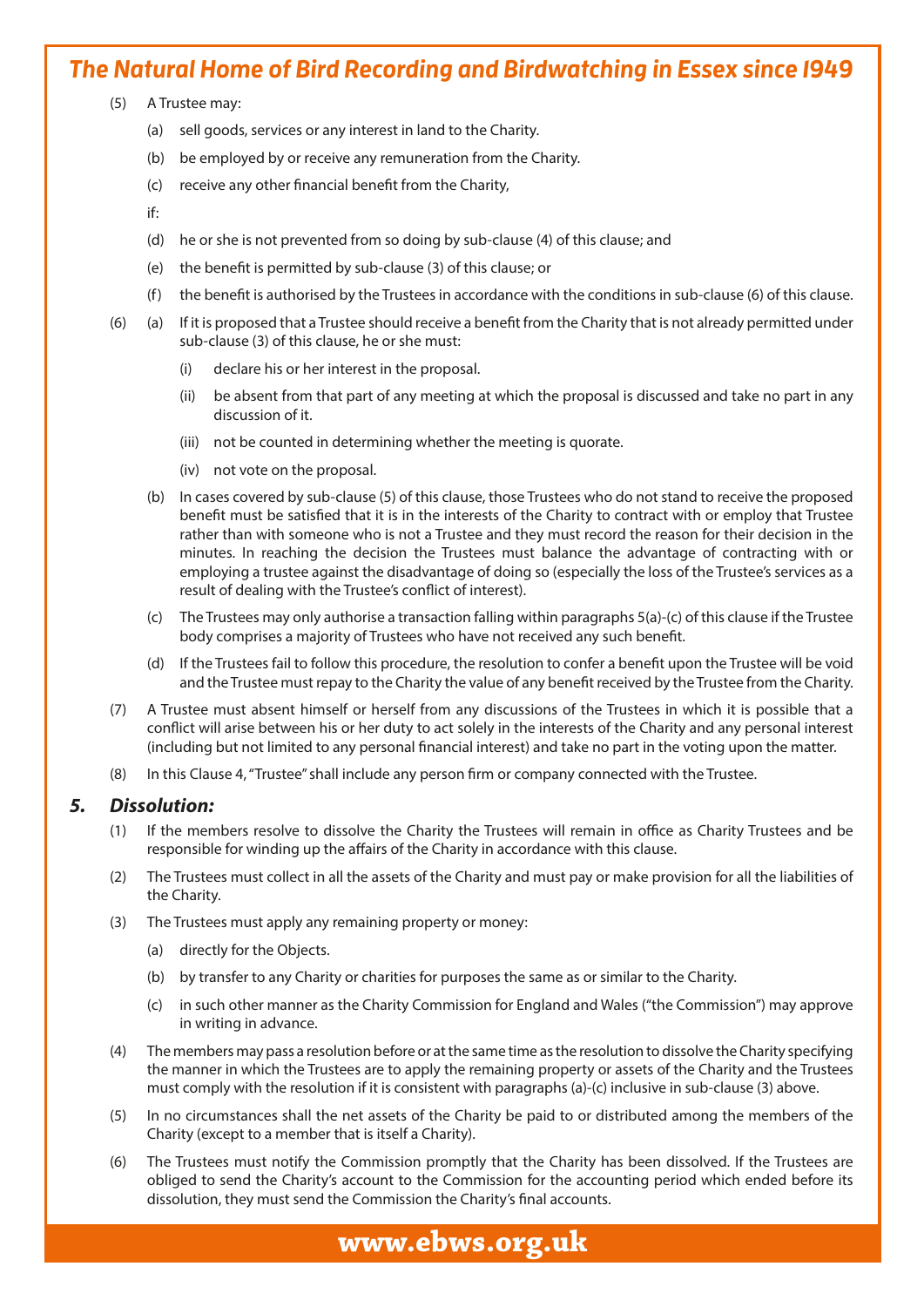(5) A Trustee may:

(a) sell goods, services or any interest in land to the Charity.

(b) be employed by or receive any remuneration from the Charity.

(c) receive any other financial benefit from the Charity,

if:

(d) he or she is not prevented from so doing by sub-clause (4) of this clause; and

(e) the benefit is permitted by sub-clause (3) of this clause; or

(f) the benefit is authorised by the Trustees in accordance with the conditions in sub-clause (6) of this clause.

(6) (a) If it is proposed that a Trustee should receive a benefit from the Charity that is not already permitted under sub-clause (3) of this clause, he or she must:

(i) declare his or her interest in the proposal.

(ii) be absent from that part of any meeting at which the proposal is discussed and take no part in any discussion of it.

(iii) not be counted in determining whether the meeting is quorate.

(iv) not vote on the proposal.

(b) In cases covered by sub-clause (5) of this clause, those Trustees who do not stand to receive the proposed benefit must be satisfied that it is in the interests of the Charity to contract with or employ that Trustee rather than with someone who is not a Trustee and they must record the reason for their decision in the minutes. In reaching the decision the Trustees must balance the advantage of contracting with or employing a trustee against the disadvantage of doing so (especially the loss of the Trustee's services as a result of dealing with the Trustee's conflict of interest).

(c) The Trustees may only authorise a transaction falling within paragraphs 5(a)-(c) of this clause if the Trustee body comprises a majority of Trustees who have not received any such benefit.

(d) If the Trustees fail to follow this procedure, the resolution to confer a benefit upon the Trustee will be void and the Trustee must repay to the Charity the value of any benefit received by the Trustee from the Charity.

(7) A Trustee must absent himself or herself from any discussions of the Trustees in which it is possible that a conflict will arise between his or her duty to act solely in the interests of the Charity and any personal interest (including but not limited to any personal financial interest) and take no part in the voting upon the matter.

(8) In this Clause 4, "Trustee" shall include any person firm or company connected with the Trustee.

### *5. Dissolution:*

(1) If the members resolve to dissolve the Charity the Trustees will remain in office as Charity Trustees and be responsible for winding up the affairs of the Charity in accordance with this clause.

(2) The Trustees must collect in all the assets of the Charity and must pay or make provision for all the liabilities of the Charity.

(3) The Trustees must apply any remaining property or money:

(a) directly for the Objects.

(b) by transfer to any Charity or charities for purposes the same as or similar to the Charity.

(c) in such other manner as the Charity Commission for England and Wales ("the Commission") may approve in writing in advance.

(4) The members may pass a resolution before or at the same time as the resolution to dissolve the Charity specifying the manner in which the Trustees are to apply the remaining property or assets of the Charity and the Trustees must comply with the resolution if it is consistent with paragraphs (a)-(c) inclusive in sub-clause (3) above.

(5) In no circumstances shall the net assets of the Charity be paid to or distributed among the members of the Charity (except to a member that is itself a Charity).

(6) The Trustees must notify the Commission promptly that the Charity has been dissolved. If the Trustees are obliged to send the Charity's account to the Commission for the accounting period which ended before its dissolution, they must send the Commission the Charity's final accounts.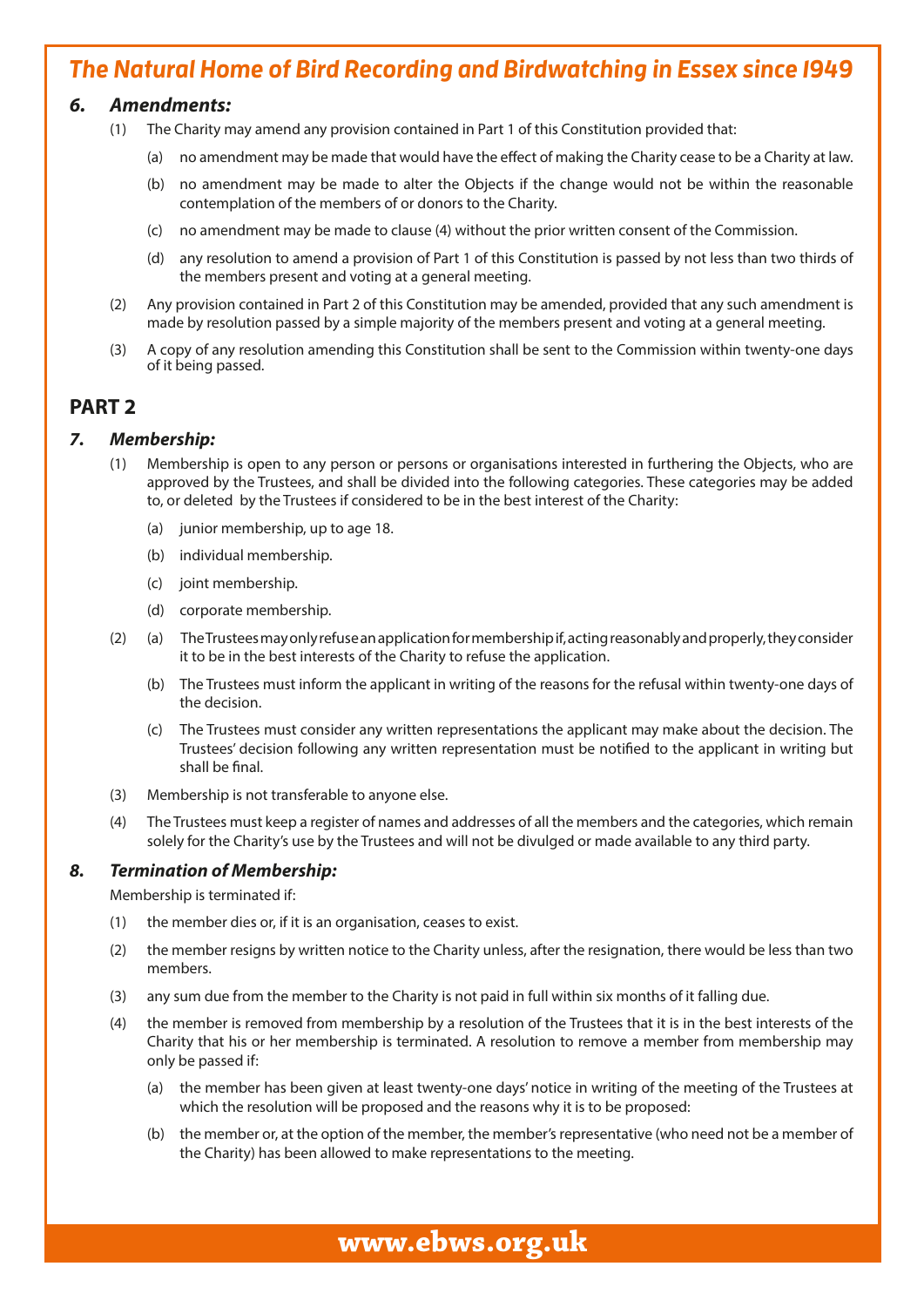### *6. Amendments:*

(1) The Charity may amend any provision contained in Part 1 of this Constitution provided that:

(a) no amendment may be made that would have the effect of making the Charity cease to be a Charity at law.

(b) no amendment may be made to alter the Objects if the change would not be within the reasonable contemplation of the members of or donors to the Charity.

(c) no amendment may be made to clause (4) without the prior written consent of the Commission.

(d) any resolution to amend a provision of Part 1 of this Constitution is passed by not less than two thirds of the members present and voting at a general meeting.

(2) Any provision contained in Part 2 of this Constitution may be amended, provided that any such amendment is made by resolution passed by a simple majority of the members present and voting at a general meeting.

(3) A copy of any resolution amending this Constitution shall be sent to the Commission within twenty-one days of it being passed.

## PART 2

### *7. Membership:*

(1) Membership is open to any person or persons or organisations interested in furthering the Objects, who are approved by the Trustees, and shall be divided into the following categories. These categories may be added to, or deleted by the Trustees if considered to be in the best interest of the Charity:

(a) junior membership, up to age 18.

(b) individual membership.

(c) joint membership.

(d) corporate membership.

(2) (a) The Trustees may only refuse an application for membership if, acting reasonably and properly, they consider it to be in the best interests of the Charity to refuse the application.

(b) The Trustees must inform the applicant in writing of the reasons for the refusal within twenty-one days of the decision.

(c) The Trustees must consider any written representations the applicant may make about the decision. The Trustees' decision following any written representation must be notified to the applicant in writing but shall be final.

(3) Membership is not transferable to anyone else.

(4) The Trustees must keep a register of names and addresses of all the members and the categories, which remain solely for the Charity's use by the Trustees and will not be divulged or made available to any third party.

### *8. Termination of Membership:*

Membership is terminated if:

(1) the member dies or, if it is an organisation, ceases to exist.

(2) the member resigns by written notice to the Charity unless, after the resignation, there would be less than two members.

(3) any sum due from the member to the Charity is not paid in full within six months of it falling due.

(4) the member is removed from membership by a resolution of the Trustees that it is in the best interests of the Charity that his or her membership is terminated. A resolution to remove a member from membership may only be passed if:

(a) the member has been given at least twenty-one days' notice in writing of the meeting of the Trustees at which the resolution will be proposed and the reasons why it is to be proposed:

(b) the member or, at the option of the member, the member's representative (who need not be a member of the Charity) has been allowed to make representations to the meeting.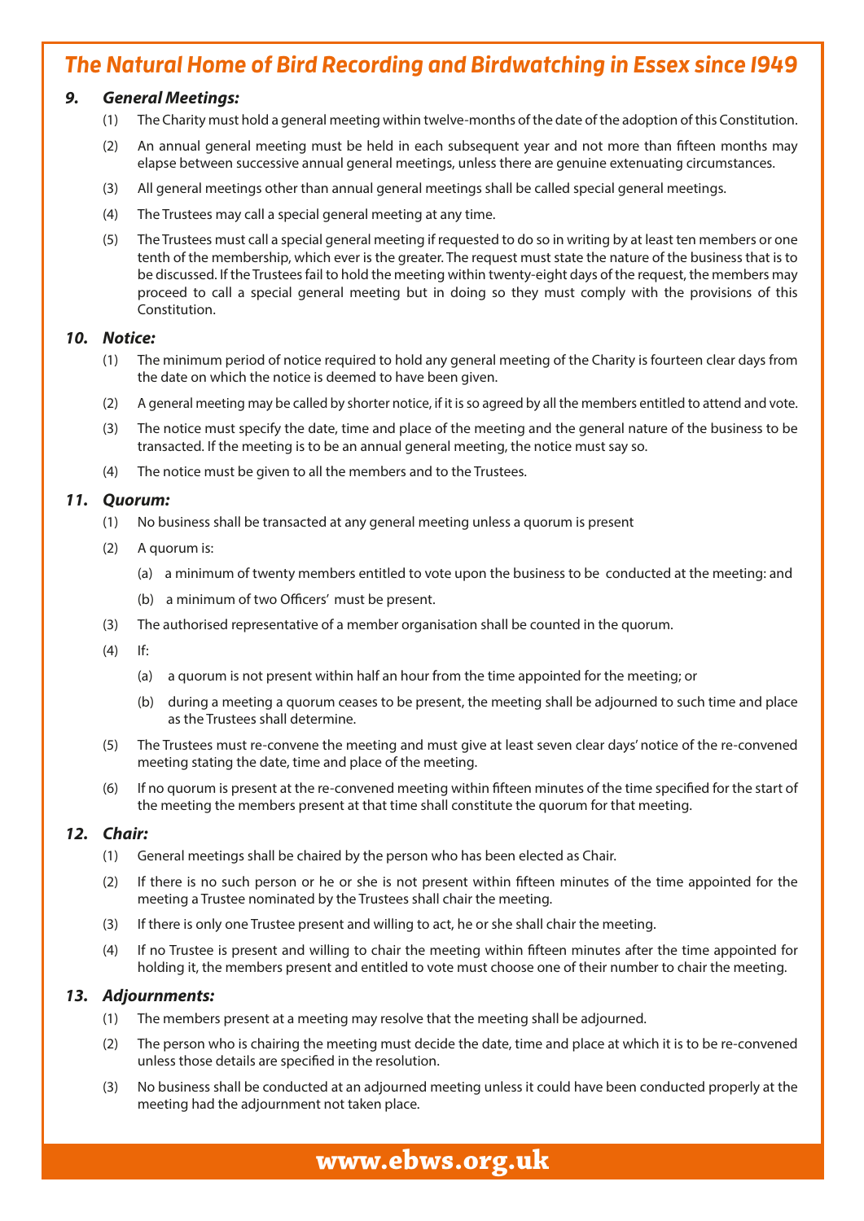### *9. General Meetings:*

(1) The Charity must hold a general meeting within twelve-months of the date of the adoption of this Constitution.

(2) An annual general meeting must be held in each subsequent year and not more than fifteen months may elapse between successive annual general meetings, unless there are genuine extenuating circumstances.

(3) All general meetings other than annual general meetings shall be called special general meetings.

(4) The Trustees may call a special general meeting at any time.

(5) The Trustees must call a special general meeting if requested to do so in writing by at least ten members or one tenth of the membership, which ever is the greater. The request must state the nature of the business that is to be discussed. If the Trustees fail to hold the meeting within twenty-eight days of the request, the members may proceed to call a special general meeting but in doing so they must comply with the provisions of this Constitution.

### *10. Notice:*

(1) The minimum period of notice required to hold any general meeting of the Charity is fourteen clear days from the date on which the notice is deemed to have been given.

(2) A general meeting may be called by shorter notice, if it is so agreed by all the members entitled to attend and vote.

(3) The notice must specify the date, time and place of the meeting and the general nature of the business to be transacted. If the meeting is to be an annual general meeting, the notice must say so.

(4) The notice must be given to all the members and to the Trustees.

### *11. Quorum:*

(1) No business shall be transacted at any general meeting unless a quorum is present

(2) A quorum is:

(a) a minimum of twenty members entitled to vote upon the business to be conducted at the meeting: and

(b) a minimum of two Officers' must be present.

(3) The authorised representative of a member organisation shall be counted in the quorum.

(4) If:

(a) a quorum is not present within half an hour from the time appointed for the meeting; or

(b) during a meeting a quorum ceases to be present, the meeting shall be adjourned to such time and place as the Trustees shall determine.

(5) The Trustees must re-convene the meeting and must give at least seven clear days' notice of the re-convened meeting stating the date, time and place of the meeting.

(6) If no quorum is present at the re-convened meeting within fifteen minutes of the time specified for the start of the meeting the members present at that time shall constitute the quorum for that meeting.

### *12. Chair:*

(1) General meetings shall be chaired by the person who has been elected as Chair.

(2) If there is no such person or he or she is not present within fifteen minutes of the time appointed for the meeting a Trustee nominated by the Trustees shall chair the meeting.

(3) If there is only one Trustee present and willing to act, he or she shall chair the meeting.

(4) If no Trustee is present and willing to chair the meeting within fifteen minutes after the time appointed for holding it, the members present and entitled to vote must choose one of their number to chair the meeting.

### *13. Adjournments:*

(1) The members present at a meeting may resolve that the meeting shall be adjourned.

(2) The person who is chairing the meeting must decide the date, time and place at which it is to be re-convened unless those details are specified in the resolution.

(3) No business shall be conducted at an adjourned meeting unless it could have been conducted properly at the meeting had the adjournment not taken place.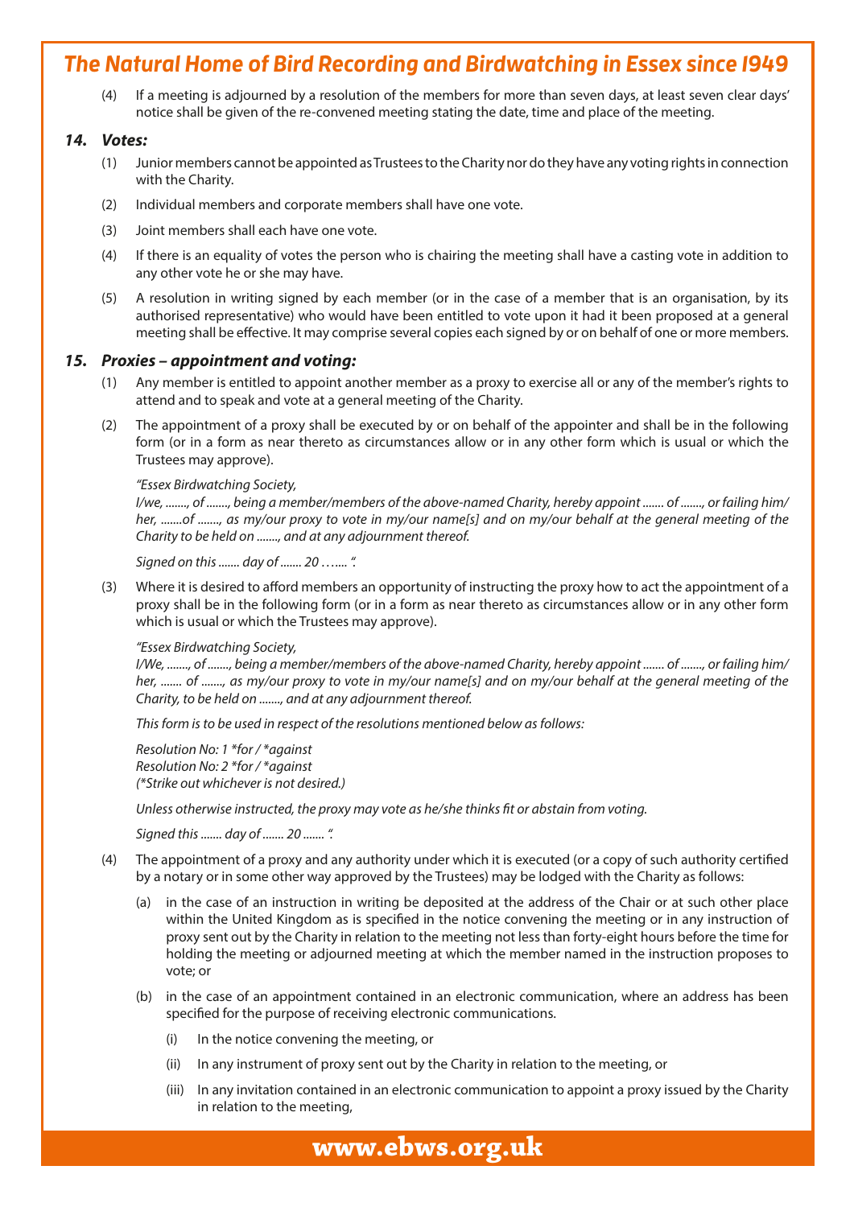(4) If a meeting is adjourned by a resolution of the members for more than seven days, at least seven clear days' notice shall be given of the re-convened meeting stating the date, time and place of the meeting.

### *14. Votes:*

(1) Junior members cannot be appointed as Trustees to the Charity nor do they have any voting rights in connection with the Charity.

(2) Individual members and corporate members shall have one vote.

(3) Joint members shall each have one vote.

(4) If there is an equality of votes the person who is chairing the meeting shall have a casting vote in addition to any other vote he or she may have.

(5) A resolution in writing signed by each member (or in the case of a member that is an organisation, by its authorised representative) who would have been entitled to vote upon it had it been proposed at a general meeting shall be effective. It may comprise several copies each signed by or on behalf of one or more members.

### *15. Proxies – appointment and voting:*

(1) Any member is entitled to appoint another member as a proxy to exercise all or any of the member's rights to attend and to speak and vote at a general meeting of the Charity.

(2) The appointment of a proxy shall be executed by or on behalf of the appointer and shall be in the following form (or in a form as near thereto as circumstances allow or in any other form which is usual or which the Trustees may approve).

*"Essex Birdwatching Society,*
*I/we, ......., of ......., being a member/members of the above-named Charity, hereby appoint ....... of ......., or failing him/her, .......of ......., as my/our proxy to vote in my/our name[s] and on my/our behalf at the general meeting of the Charity to be held on ......., and at any adjournment thereof.*

*Signed on this ....... day of ....... 20 …..... ".*

(3) Where it is desired to afford members an opportunity of instructing the proxy how to act the appointment of a proxy shall be in the following form (or in a form as near thereto as circumstances allow or in any other form which is usual or which the Trustees may approve).

*"Essex Birdwatching Society,*
*I/We, ......., of ......., being a member/members of the above-named Charity, hereby appoint ....... of ......., or failing him/her, ....... of ......., as my/our proxy to vote in my/our name[s] and on my/our behalf at the general meeting of the Charity, to be held on ......., and at any adjournment thereof.*

*This form is to be used in respect of the resolutions mentioned below as follows:*

*Resolution No: 1 *for / *against*
*Resolution No: 2 *for / *against*
*(*Strike out whichever is not desired.)*

*Unless otherwise instructed, the proxy may vote as he/she thinks fit or abstain from voting.*

*Signed this ....... day of ....... 20 ....... ".*

(4) The appointment of a proxy and any authority under which it is executed (or a copy of such authority certified by a notary or in some other way approved by the Trustees) may be lodged with the Charity as follows:

(a) in the case of an instruction in writing be deposited at the address of the Chair or at such other place within the United Kingdom as is specified in the notice convening the meeting or in any instruction of proxy sent out by the Charity in relation to the meeting not less than forty-eight hours before the time for holding the meeting or adjourned meeting at which the member named in the instruction proposes to vote; or

(b) in the case of an appointment contained in an electronic communication, where an address has been specified for the purpose of receiving electronic communications.

(i) In the notice convening the meeting, or

(ii) In any instrument of proxy sent out by the Charity in relation to the meeting, or

(iii) In any invitation contained in an electronic communication to appoint a proxy issued by the Charity in relation to the meeting,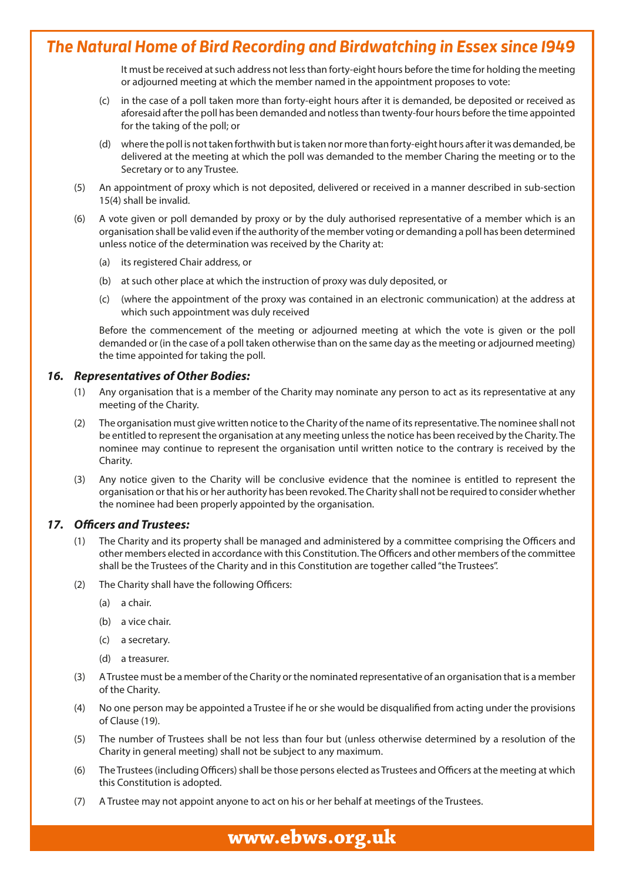It must be received at such address not less than forty-eight hours before the time for holding the meeting or adjourned meeting at which the member named in the appointment proposes to vote:

(c) in the case of a poll taken more than forty-eight hours after it is demanded, be deposited or received as aforesaid after the poll has been demanded and notless than twenty-four hours before the time appointed for the taking of the poll; or

(d) where the poll is not taken forthwith but is taken nor more than forty-eight hours after it was demanded, be delivered at the meeting at which the poll was demanded to the member Charing the meeting or to the Secretary or to any Trustee.

(5) An appointment of proxy which is not deposited, delivered or received in a manner described in sub-section 15(4) shall be invalid.

(6) A vote given or poll demanded by proxy or by the duly authorised representative of a member which is an organisation shall be valid even if the authority of the member voting or demanding a poll has been determined unless notice of the determination was received by the Charity at:

(a) its registered Chair address, or

(b) at such other place at which the instruction of proxy was duly deposited, or

(c) (where the appointment of the proxy was contained in an electronic communication) at the address at which such appointment was duly received

Before the commencement of the meeting or adjourned meeting at which the vote is given or the poll demanded or (in the case of a poll taken otherwise than on the same day as the meeting or adjourned meeting) the time appointed for taking the poll.

### *16. Representatives of Other Bodies:*

(1) Any organisation that is a member of the Charity may nominate any person to act as its representative at any meeting of the Charity.

(2) The organisation must give written notice to the Charity of the name of its representative. The nominee shall not be entitled to represent the organisation at any meeting unless the notice has been received by the Charity. The nominee may continue to represent the organisation until written notice to the contrary is received by the Charity.

(3) Any notice given to the Charity will be conclusive evidence that the nominee is entitled to represent the organisation or that his or her authority has been revoked. The Charity shall not be required to consider whether the nominee had been properly appointed by the organisation.

### *17. Officers and Trustees:*

(1) The Charity and its property shall be managed and administered by a committee comprising the Officers and other members elected in accordance with this Constitution. The Officers and other members of the committee shall be the Trustees of the Charity and in this Constitution are together called "the Trustees".

(2) The Charity shall have the following Officers:

(a) a chair.

(b) a vice chair.

(c) a secretary.

(d) a treasurer.

(3) A Trustee must be a member of the Charity or the nominated representative of an organisation that is a member of the Charity.

(4) No one person may be appointed a Trustee if he or she would be disqualified from acting under the provisions of Clause (19).

(5) The number of Trustees shall be not less than four but (unless otherwise determined by a resolution of the Charity in general meeting) shall not be subject to any maximum.

(6) The Trustees (including Officers) shall be those persons elected as Trustees and Officers at the meeting at which this Constitution is adopted.

(7) A Trustee may not appoint anyone to act on his or her behalf at meetings of the Trustees.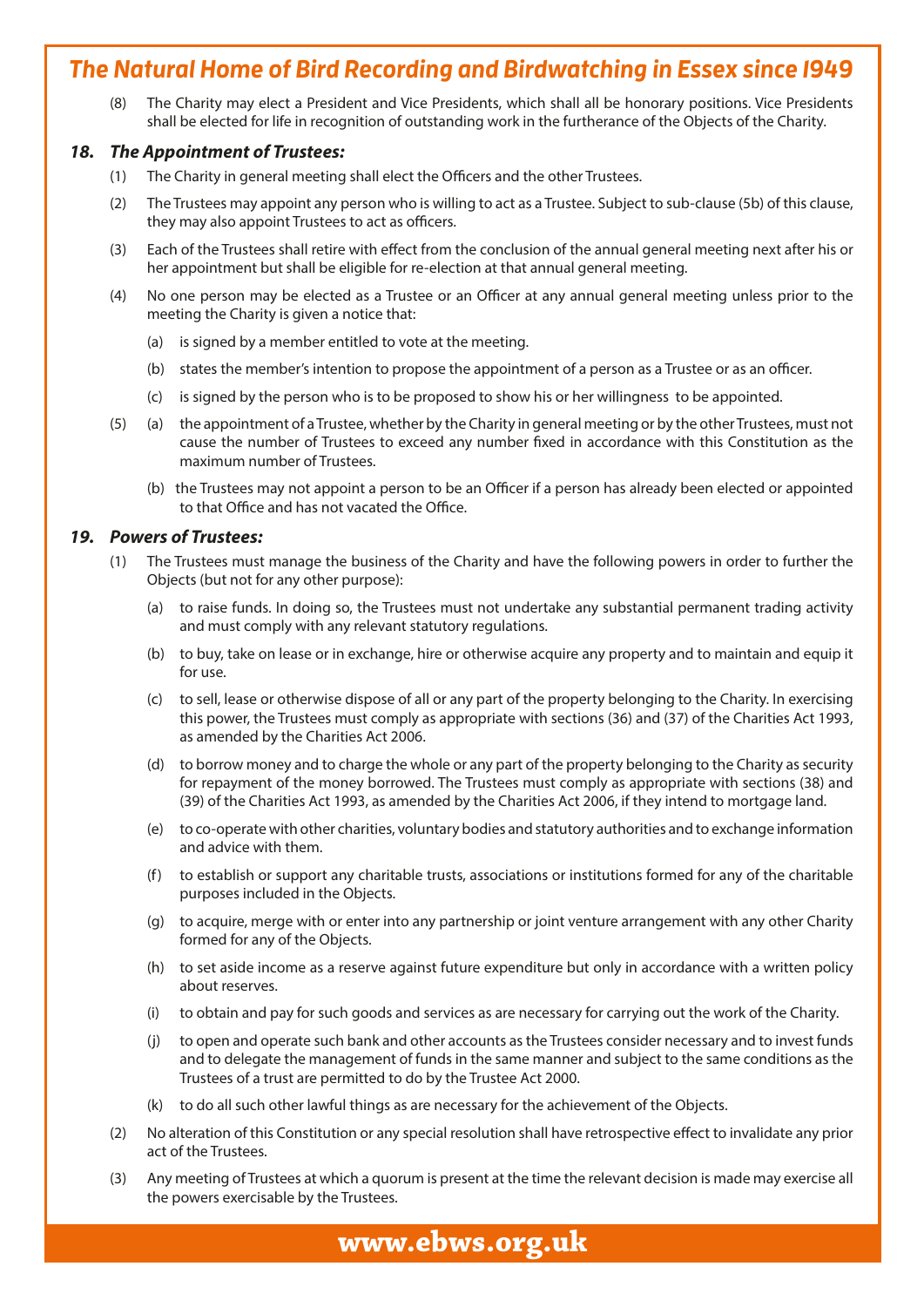(8) The Charity may elect a President and Vice Presidents, which shall all be honorary positions. Vice Presidents shall be elected for life in recognition of outstanding work in the furtherance of the Objects of the Charity.

### *18. The Appointment of Trustees:*

(1) The Charity in general meeting shall elect the Officers and the other Trustees.

(2) The Trustees may appoint any person who is willing to act as a Trustee. Subject to sub-clause (5b) of this clause, they may also appoint Trustees to act as officers.

(3) Each of the Trustees shall retire with effect from the conclusion of the annual general meeting next after his or her appointment but shall be eligible for re-election at that annual general meeting.

(4) No one person may be elected as a Trustee or an Officer at any annual general meeting unless prior to the meeting the Charity is given a notice that:

- (a) is signed by a member entitled to vote at the meeting.
- (b) states the member's intention to propose the appointment of a person as a Trustee or as an officer.
- (c) is signed by the person who is to be proposed to show his or her willingness to be appointed.

(5) (a) the appointment of a Trustee, whether by the Charity in general meeting or by the other Trustees, must not cause the number of Trustees to exceed any number fixed in accordance with this Constitution as the maximum number of Trustees.

(b) the Trustees may not appoint a person to be an Officer if a person has already been elected or appointed to that Office and has not vacated the Office.

### *19. Powers of Trustees:*

(1) The Trustees must manage the business of the Charity and have the following powers in order to further the Objects (but not for any other purpose):

- (a) to raise funds. In doing so, the Trustees must not undertake any substantial permanent trading activity and must comply with any relevant statutory regulations.
- (b) to buy, take on lease or in exchange, hire or otherwise acquire any property and to maintain and equip it for use.
- (c) to sell, lease or otherwise dispose of all or any part of the property belonging to the Charity. In exercising this power, the Trustees must comply as appropriate with sections (36) and (37) of the Charities Act 1993, as amended by the Charities Act 2006.
- (d) to borrow money and to charge the whole or any part of the property belonging to the Charity as security for repayment of the money borrowed. The Trustees must comply as appropriate with sections (38) and (39) of the Charities Act 1993, as amended by the Charities Act 2006, if they intend to mortgage land.
- (e) to co-operate with other charities, voluntary bodies and statutory authorities and to exchange information and advice with them.
- (f) to establish or support any charitable trusts, associations or institutions formed for any of the charitable purposes included in the Objects.
- (g) to acquire, merge with or enter into any partnership or joint venture arrangement with any other Charity formed for any of the Objects.
- (h) to set aside income as a reserve against future expenditure but only in accordance with a written policy about reserves.
- (i) to obtain and pay for such goods and services as are necessary for carrying out the work of the Charity.
- (j) to open and operate such bank and other accounts as the Trustees consider necessary and to invest funds and to delegate the management of funds in the same manner and subject to the same conditions as the Trustees of a trust are permitted to do by the Trustee Act 2000.
- (k) to do all such other lawful things as are necessary for the achievement of the Objects.

(2) No alteration of this Constitution or any special resolution shall have retrospective effect to invalidate any prior act of the Trustees.

(3) Any meeting of Trustees at which a quorum is present at the time the relevant decision is made may exercise all the powers exercisable by the Trustees.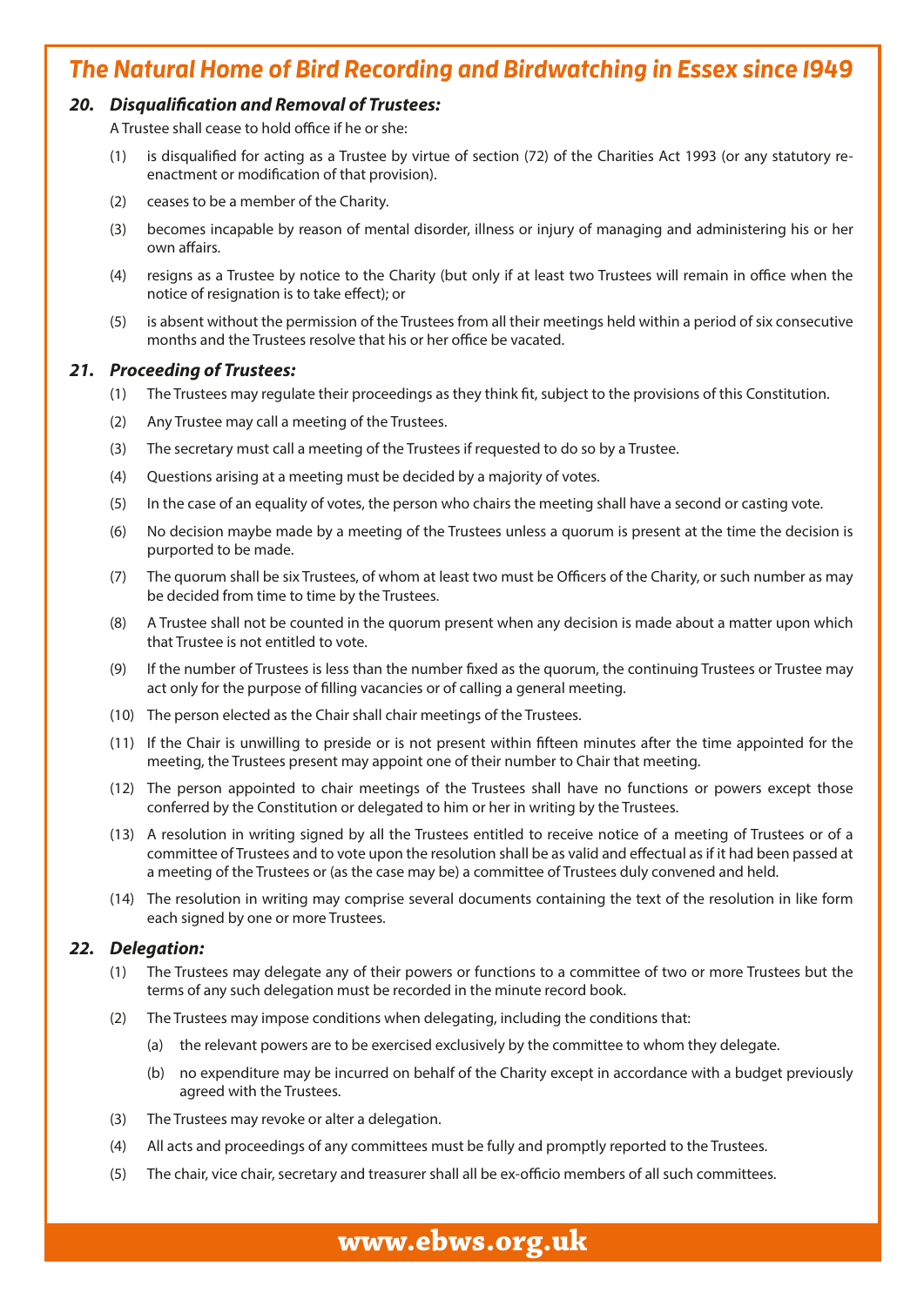### 20. *Disqualification and Removal of Trustees:*

A Trustee shall cease to hold office if he or she:

(1) is disqualified for acting as a Trustee by virtue of section (72) of the Charities Act 1993 (or any statutory re-enactment or modification of that provision).

(2) ceases to be a member of the Charity.

(3) becomes incapable by reason of mental disorder, illness or injury of managing and administering his or her own affairs.

(4) resigns as a Trustee by notice to the Charity (but only if at least two Trustees will remain in office when the notice of resignation is to take effect); or

(5) is absent without the permission of the Trustees from all their meetings held within a period of six consecutive months and the Trustees resolve that his or her office be vacated.

### 21. *Proceeding of Trustees:*

(1) The Trustees may regulate their proceedings as they think fit, subject to the provisions of this Constitution.

(2) Any Trustee may call a meeting of the Trustees.

(3) The secretary must call a meeting of the Trustees if requested to do so by a Trustee.

(4) Questions arising at a meeting must be decided by a majority of votes.

(5) In the case of an equality of votes, the person who chairs the meeting shall have a second or casting vote.

(6) No decision maybe made by a meeting of the Trustees unless a quorum is present at the time the decision is purported to be made.

(7) The quorum shall be six Trustees, of whom at least two must be Officers of the Charity, or such number as may be decided from time to time by the Trustees.

(8) A Trustee shall not be counted in the quorum present when any decision is made about a matter upon which that Trustee is not entitled to vote.

(9) If the number of Trustees is less than the number fixed as the quorum, the continuing Trustees or Trustee may act only for the purpose of filling vacancies or of calling a general meeting.

(10) The person elected as the Chair shall chair meetings of the Trustees.

(11) If the Chair is unwilling to preside or is not present within fifteen minutes after the time appointed for the meeting, the Trustees present may appoint one of their number to Chair that meeting.

(12) The person appointed to chair meetings of the Trustees shall have no functions or powers except those conferred by the Constitution or delegated to him or her in writing by the Trustees.

(13) A resolution in writing signed by all the Trustees entitled to receive notice of a meeting of Trustees or of a committee of Trustees and to vote upon the resolution shall be as valid and effectual as if it had been passed at a meeting of the Trustees or (as the case may be) a committee of Trustees duly convened and held.

(14) The resolution in writing may comprise several documents containing the text of the resolution in like form each signed by one or more Trustees.

### 22. *Delegation:*

(1) The Trustees may delegate any of their powers or functions to a committee of two or more Trustees but the terms of any such delegation must be recorded in the minute record book.

(2) The Trustees may impose conditions when delegating, including the conditions that:

   (a) the relevant powers are to be exercised exclusively by the committee to whom they delegate.

   (b) no expenditure may be incurred on behalf of the Charity except in accordance with a budget previously agreed with the Trustees.

(3) The Trustees may revoke or alter a delegation.

(4) All acts and proceedings of any committees must be fully and promptly reported to the Trustees.

(5) The chair, vice chair, secretary and treasurer shall all be ex-officio members of all such committees.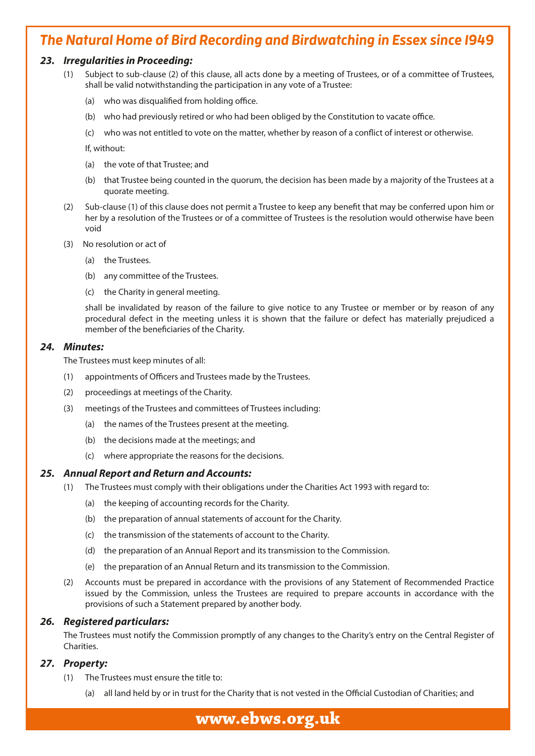### 23. Irregularities in Proceeding:

(1) Subject to sub-clause (2) of this clause, all acts done by a meeting of Trustees, or of a committee of Trustees, shall be valid notwithstanding the participation in any vote of a Trustee:

   (a) who was disqualified from holding office.

   (b) who had previously retired or who had been obliged by the Constitution to vacate office.

   (c) who was not entitled to vote on the matter, whether by reason of a conflict of interest or otherwise.

   If, without:

   (a) the vote of that Trustee; and

   (b) that Trustee being counted in the quorum, the decision has been made by a majority of the Trustees at a quorate meeting.

(2) Sub-clause (1) of this clause does not permit a Trustee to keep any benefit that may be conferred upon him or her by a resolution of the Trustees or of a committee of Trustees is the resolution would otherwise have been void

(3) No resolution or act of

   (a) the Trustees.

   (b) any committee of the Trustees.

   (c) the Charity in general meeting.

   shall be invalidated by reason of the failure to give notice to any Trustee or member or by reason of any procedural defect in the meeting unless it is shown that the failure or defect has materially prejudiced a member of the beneficiaries of the Charity.

### 24. Minutes:

The Trustees must keep minutes of all:

(1) appointments of Officers and Trustees made by the Trustees.

(2) proceedings at meetings of the Charity.

(3) meetings of the Trustees and committees of Trustees including:

   (a) the names of the Trustees present at the meeting.

   (b) the decisions made at the meetings; and

   (c) where appropriate the reasons for the decisions.

### 25. Annual Report and Return and Accounts:

(1) The Trustees must comply with their obligations under the Charities Act 1993 with regard to:

   (a) the keeping of accounting records for the Charity.

   (b) the preparation of annual statements of account for the Charity.

   (c) the transmission of the statements of account to the Charity.

   (d) the preparation of an Annual Report and its transmission to the Commission.

   (e) the preparation of an Annual Return and its transmission to the Commission.

(2) Accounts must be prepared in accordance with the provisions of any Statement of Recommended Practice issued by the Commission, unless the Trustees are required to prepare accounts in accordance with the provisions of such a Statement prepared by another body.

### 26. Registered particulars:

The Trustees must notify the Commission promptly of any changes to the Charity's entry on the Central Register of Charities.

### 27. Property:

(1) The Trustees must ensure the title to:

   (a) all land held by or in trust for the Charity that is not vested in the Official Custodian of Charities; and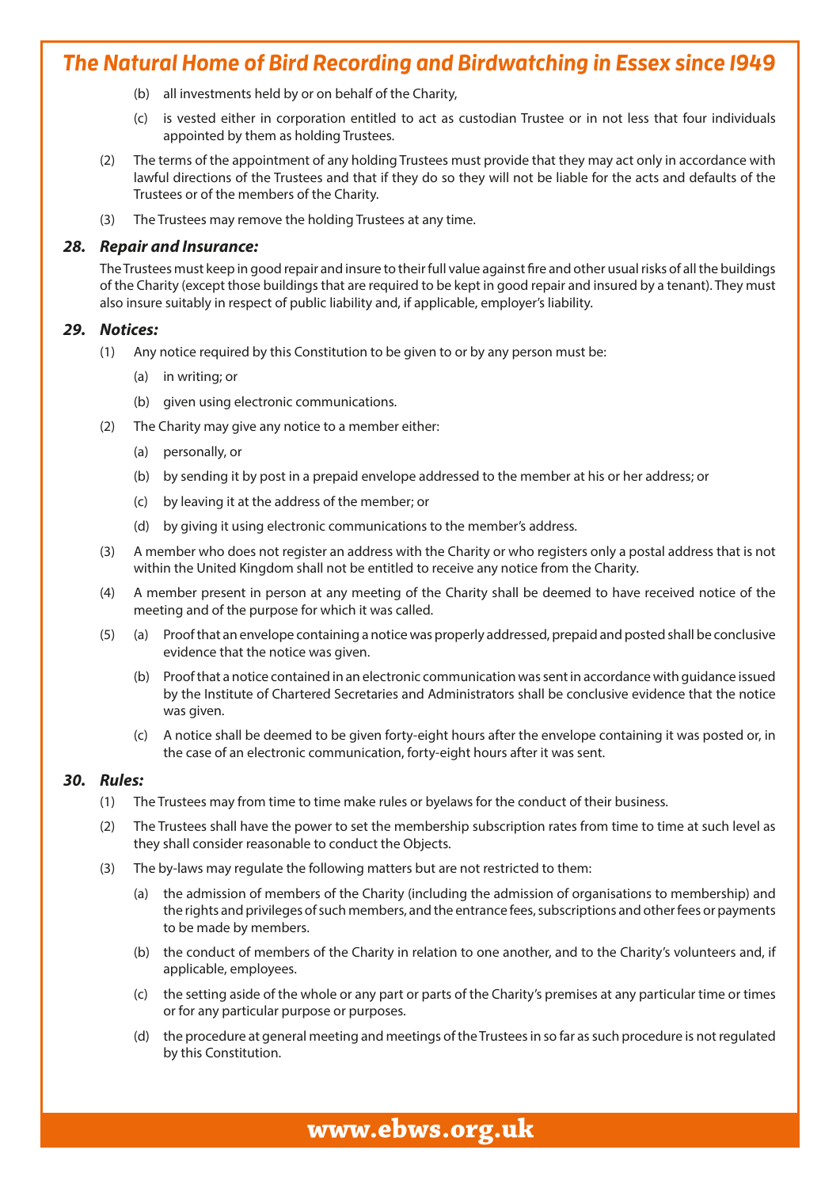(b) all investments held by or on behalf of the Charity,

(c) is vested either in corporation entitled to act as custodian Trustee or in not less that four individuals appointed by them as holding Trustees.

(2) The terms of the appointment of any holding Trustees must provide that they may act only in accordance with lawful directions of the Trustees and that if they do so they will not be liable for the acts and defaults of the Trustees or of the members of the Charity.

(3) The Trustees may remove the holding Trustees at any time.

### *28. Repair and Insurance:*

The Trustees must keep in good repair and insure to their full value against fire and other usual risks of all the buildings of the Charity (except those buildings that are required to be kept in good repair and insured by a tenant). They must also insure suitably in respect of public liability and, if applicable, employer's liability.

### *29. Notices:*

(1) Any notice required by this Constitution to be given to or by any person must be:

(a) in writing; or

(b) given using electronic communications.

(2) The Charity may give any notice to a member either:

(a) personally, or

(b) by sending it by post in a prepaid envelope addressed to the member at his or her address; or

(c) by leaving it at the address of the member; or

(d) by giving it using electronic communications to the member's address.

(3) A member who does not register an address with the Charity or who registers only a postal address that is not within the United Kingdom shall not be entitled to receive any notice from the Charity.

(4) A member present in person at any meeting of the Charity shall be deemed to have received notice of the meeting and of the purpose for which it was called.

(5) (a) Proof that an envelope containing a notice was properly addressed, prepaid and posted shall be conclusive evidence that the notice was given.

(b) Proof that a notice contained in an electronic communication was sent in accordance with guidance issued by the Institute of Chartered Secretaries and Administrators shall be conclusive evidence that the notice was given.

(c) A notice shall be deemed to be given forty-eight hours after the envelope containing it was posted or, in the case of an electronic communication, forty-eight hours after it was sent.

### *30. Rules:*

(1) The Trustees may from time to time make rules or byelaws for the conduct of their business.

(2) The Trustees shall have the power to set the membership subscription rates from time to time at such level as they shall consider reasonable to conduct the Objects.

(3) The by-laws may regulate the following matters but are not restricted to them:

(a) the admission of members of the Charity (including the admission of organisations to membership) and the rights and privileges of such members, and the entrance fees, subscriptions and other fees or payments to be made by members.

(b) the conduct of members of the Charity in relation to one another, and to the Charity's volunteers and, if applicable, employees.

(c) the setting aside of the whole or any part or parts of the Charity's premises at any particular time or times or for any particular purpose or purposes.

(d) the procedure at general meeting and meetings of the Trustees in so far as such procedure is not regulated by this Constitution.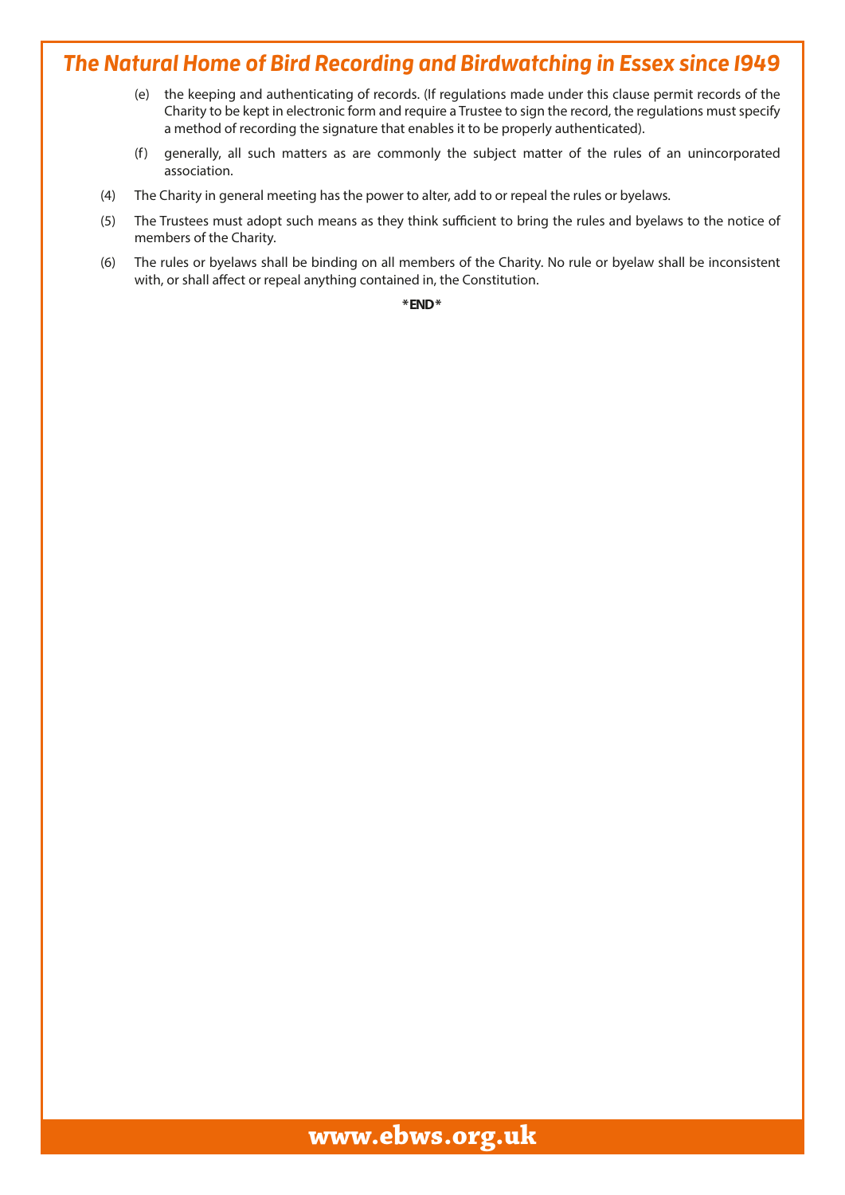(e) the keeping and authenticating of records. (If regulations made under this clause permit records of the Charity to be kept in electronic form and require a Trustee to sign the record, the regulations must specify a method of recording the signature that enables it to be properly authenticated).

(f) generally, all such matters as are commonly the subject matter of the rules of an unincorporated association.

(4) The Charity in general meeting has the power to alter, add to or repeal the rules or byelaws.

(5) The Trustees must adopt such means as they think sufficient to bring the rules and byelaws to the notice of members of the Charity.

(6) The rules or byelaws shall be binding on all members of the Charity. No rule or byelaw shall be inconsistent with, or shall affect or repeal anything contained in, the Constitution.

**\*END\***